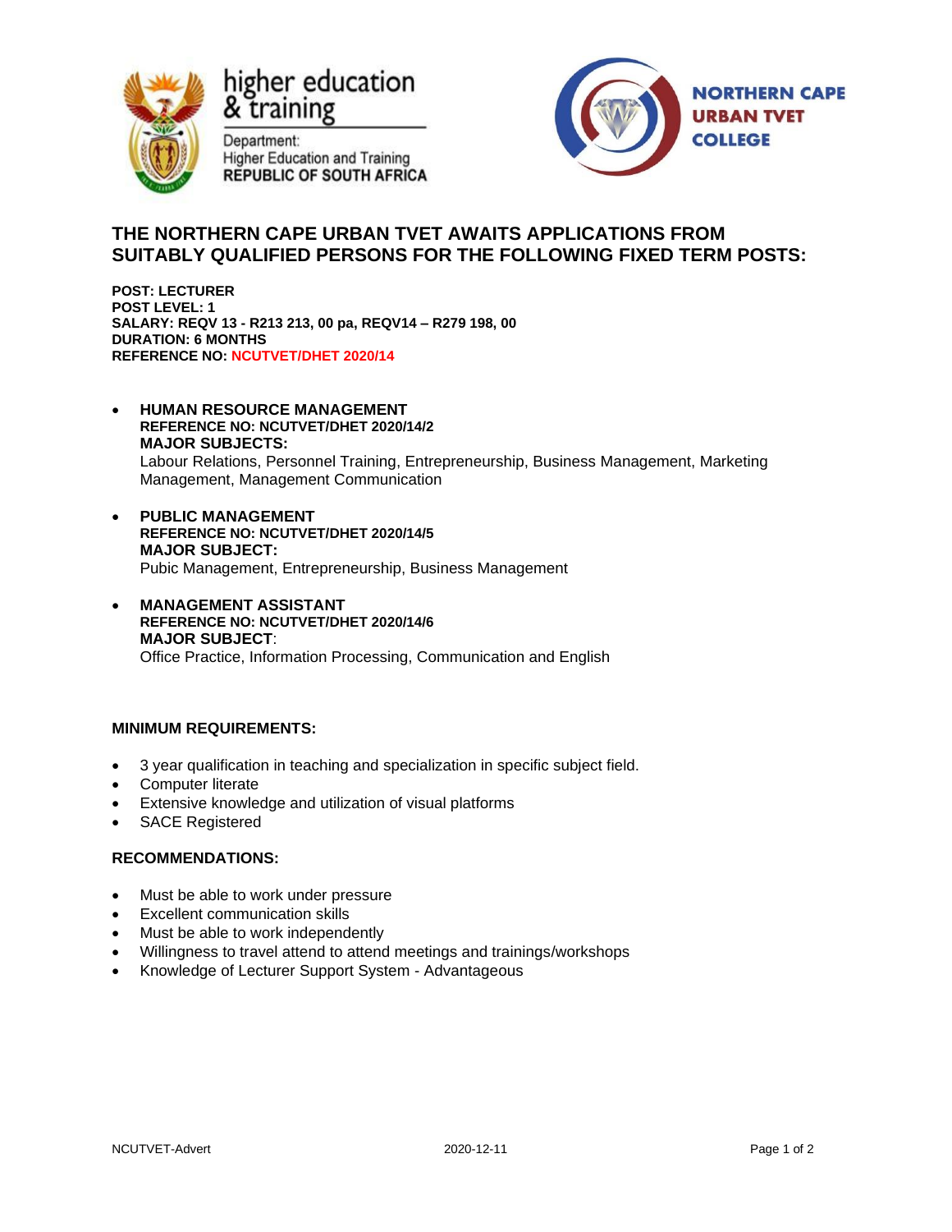higher education & training

Department:
Higher Education and Training
REPUBLIC OF SOUTH AFRICA

NORTHERN CAPE URBAN TVET COLLEGE

## THE NORTHERN CAPE URBAN TVET AWAITS APPLICATIONS FROM SUITABLY QUALIFIED PERSONS FOR THE FOLLOWING FIXED TERM POSTS:

**POST: LECTURER**
**POST LEVEL: 1**
**SALARY: REQV 13 - R213 213, 00 pa, REQV14 – R279 198, 00**
**DURATION: 6 MONTHS**
**REFERENCE NO: NCUTVET/DHET 2020/14**

- **HUMAN RESOURCE MANAGEMENT**
  **REFERENCE NO: NCUTVET/DHET 2020/14/2**
  **MAJOR SUBJECTS:**
  Labour Relations, Personnel Training, Entrepreneurship, Business Management, Marketing Management, Management Communication

- **PUBLIC MANAGEMENT**
  **REFERENCE NO: NCUTVET/DHET 2020/14/5**
  **MAJOR SUBJECT:**
  Pubic Management, Entrepreneurship, Business Management

- **MANAGEMENT ASSISTANT**
  **REFERENCE NO: NCUTVET/DHET 2020/14/6**
  **MAJOR SUBJECT**:
  Office Practice, Information Processing, Communication and English

### MINIMUM REQUIREMENTS:

- 3 year qualification in teaching and specialization in specific subject field.
- Computer literate
- Extensive knowledge and utilization of visual platforms
- SACE Registered

### RECOMMENDATIONS:

- Must be able to work under pressure
- Excellent communication skills
- Must be able to work independently
- Willingness to travel attend to attend meetings and trainings/workshops
- Knowledge of Lecturer Support System - Advantageous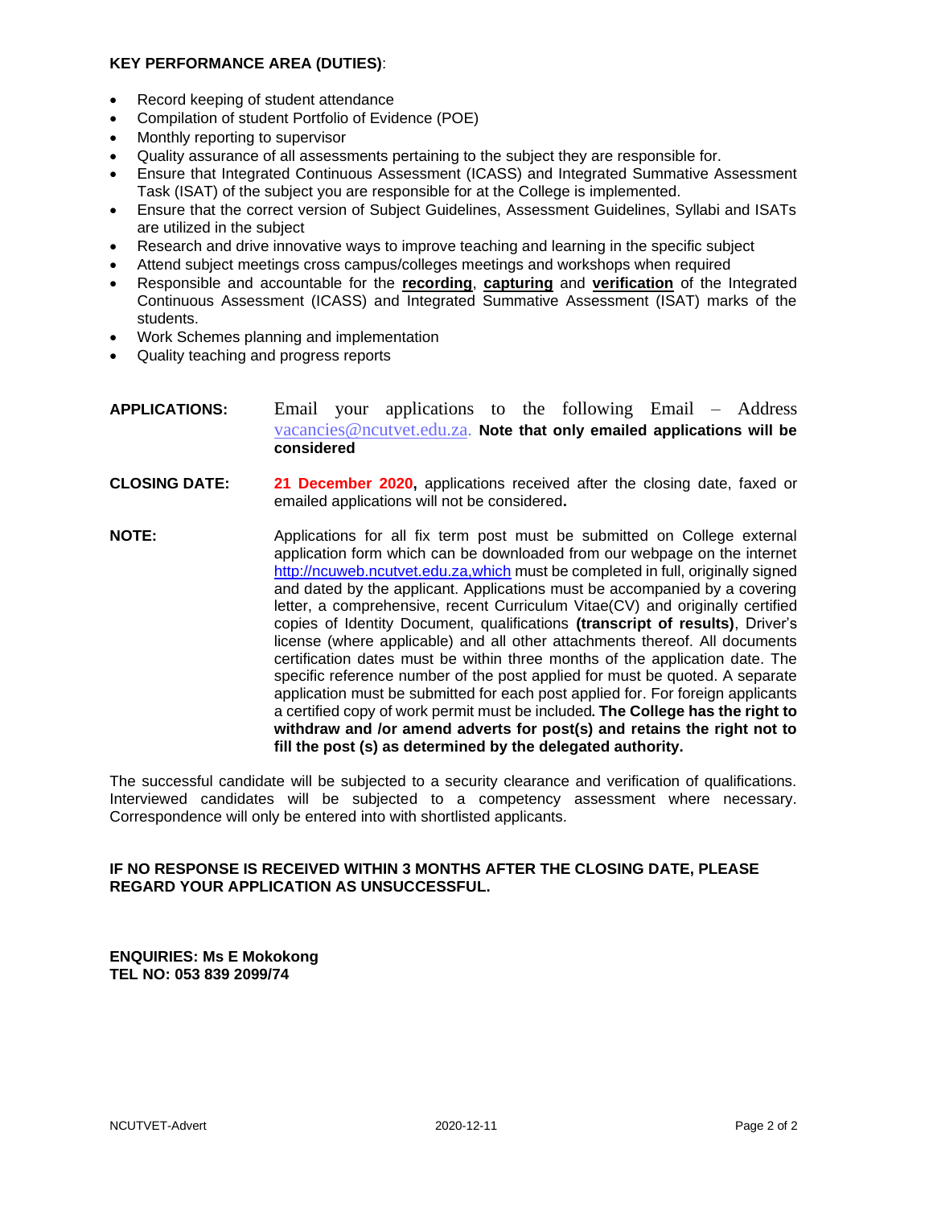**KEY PERFORMANCE AREA (DUTIES)**:

- Record keeping of student attendance
- Compilation of student Portfolio of Evidence (POE)
- Monthly reporting to supervisor
- Quality assurance of all assessments pertaining to the subject they are responsible for.
- Ensure that Integrated Continuous Assessment (ICASS) and Integrated Summative Assessment Task (ISAT) of the subject you are responsible for at the College is implemented.
- Ensure that the correct version of Subject Guidelines, Assessment Guidelines, Syllabi and ISATs are utilized in the subject
- Research and drive innovative ways to improve teaching and learning in the specific subject
- Attend subject meetings cross campus/colleges meetings and workshops when required
- Responsible and accountable for the **recording**, **capturing** and **verification** of the Integrated Continuous Assessment (ICASS) and Integrated Summative Assessment (ISAT) marks of the students.
- Work Schemes planning and implementation
- Quality teaching and progress reports

**APPLICATIONS:** Email your applications to the following Email – Address vacancies@ncutvet.edu.za. **Note that only emailed applications will be considered**

**CLOSING DATE:** **21 December 2020,** applications received after the closing date, faxed or emailed applications will not be considered**.**

**NOTE:** Applications for all fix term post must be submitted on College external application form which can be downloaded from our webpage on the internet http://ncuweb.ncutvet.edu.za,which must be completed in full, originally signed and dated by the applicant. Applications must be accompanied by a covering letter, a comprehensive, recent Curriculum Vitae(CV) and originally certified copies of Identity Document, qualifications **(transcript of results)**, Driver's license (where applicable) and all other attachments thereof. All documents certification dates must be within three months of the application date. The specific reference number of the post applied for must be quoted. A separate application must be submitted for each post applied for. For foreign applicants a certified copy of work permit must be included. **The College has the right to withdraw and /or amend adverts for post(s) and retains the right not to fill the post (s) as determined by the delegated authority.**

The successful candidate will be subjected to a security clearance and verification of qualifications. Interviewed candidates will be subjected to a competency assessment where necessary. Correspondence will only be entered into with shortlisted applicants.

**IF NO RESPONSE IS RECEIVED WITHIN 3 MONTHS AFTER THE CLOSING DATE, PLEASE REGARD YOUR APPLICATION AS UNSUCCESSFUL.**

**ENQUIRIES: Ms E Mokokong**
**TEL NO: 053 839 2099/74**